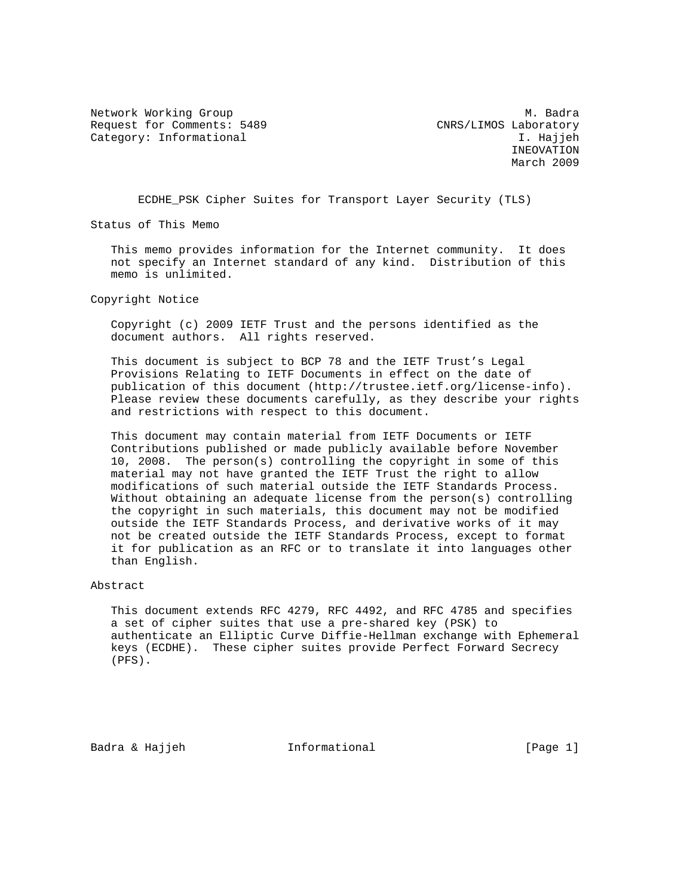Network Working Group M. Badra
Request for Comments: 5489 CNRS/LIMOS Laboratory
Category: Informational I. Hajjeh
INEOVATION
March 2009

# ECDHE_PSK Cipher Suites for Transport Layer Security (TLS)

## Status of This Memo

This memo provides information for the Internet community. It does not specify an Internet standard of any kind. Distribution of this memo is unlimited.

## Copyright Notice

Copyright (c) 2009 IETF Trust and the persons identified as the document authors. All rights reserved.

This document is subject to BCP 78 and the IETF Trust's Legal Provisions Relating to IETF Documents in effect on the date of publication of this document (http://trustee.ietf.org/license-info). Please review these documents carefully, as they describe your rights and restrictions with respect to this document.

This document may contain material from IETF Documents or IETF Contributions published or made publicly available before November 10, 2008. The person(s) controlling the copyright in some of this material may not have granted the IETF Trust the right to allow modifications of such material outside the IETF Standards Process. Without obtaining an adequate license from the person(s) controlling the copyright in such materials, this document may not be modified outside the IETF Standards Process, and derivative works of it may not be created outside the IETF Standards Process, except to format it for publication as an RFC or to translate it into languages other than English.

## Abstract

This document extends RFC 4279, RFC 4492, and RFC 4785 and specifies a set of cipher suites that use a pre-shared key (PSK) to authenticate an Elliptic Curve Diffie-Hellman exchange with Ephemeral keys (ECDHE). These cipher suites provide Perfect Forward Secrecy (PFS).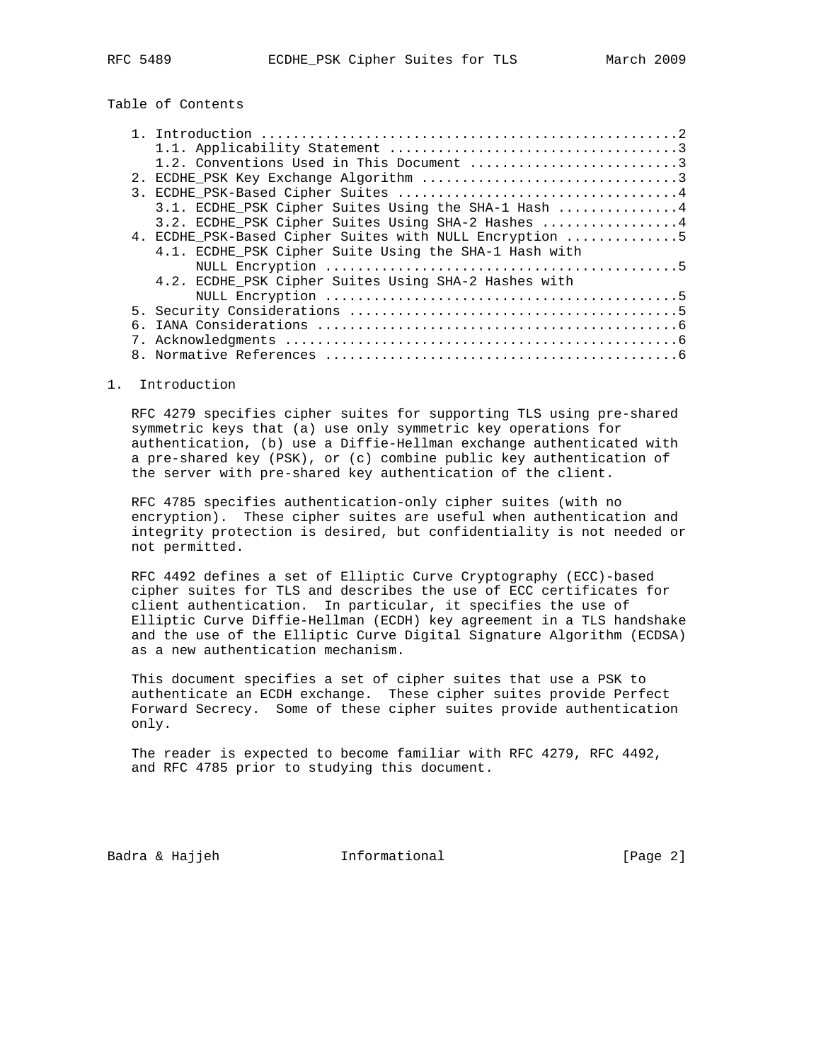## Table of Contents

1. Introduction ....................................................2
   - 1.1. Applicability Statement ...................................3
   - 1.2. Conventions Used in This Document .........................3
2. ECDHE_PSK Key Exchange Algorithm ...............................3
3. ECDHE_PSK-Based Cipher Suites ..................................4
   - 3.1. ECDHE_PSK Cipher Suites Using the SHA-1 Hash ...............4
   - 3.2. ECDHE_PSK Cipher Suites Using SHA-2 Hashes .................4
4. ECDHE_PSK-Based Cipher Suites with NULL Encryption ..............5
   - 4.1. ECDHE_PSK Cipher Suite Using the SHA-1 Hash with NULL Encryption ...........................................5
   - 4.2. ECDHE_PSK Cipher Suites Using SHA-2 Hashes with NULL Encryption ...........................................5
5. Security Considerations ........................................5
6. IANA Considerations ............................................6
7. Acknowledgments ................................................6
8. Normative References ...........................................6

## 1. Introduction

RFC 4279 specifies cipher suites for supporting TLS using pre-shared symmetric keys that (a) use only symmetric key operations for authentication, (b) use a Diffie-Hellman exchange authenticated with a pre-shared key (PSK), or (c) combine public key authentication of the server with pre-shared key authentication of the client.

RFC 4785 specifies authentication-only cipher suites (with no encryption). These cipher suites are useful when authentication and integrity protection is desired, but confidentiality is not needed or not permitted.

RFC 4492 defines a set of Elliptic Curve Cryptography (ECC)-based cipher suites for TLS and describes the use of ECC certificates for client authentication. In particular, it specifies the use of Elliptic Curve Diffie-Hellman (ECDH) key agreement in a TLS handshake and the use of the Elliptic Curve Digital Signature Algorithm (ECDSA) as a new authentication mechanism.

This document specifies a set of cipher suites that use a PSK to authenticate an ECDH exchange. These cipher suites provide Perfect Forward Secrecy. Some of these cipher suites provide authentication only.

The reader is expected to become familiar with RFC 4279, RFC 4492, and RFC 4785 prior to studying this document.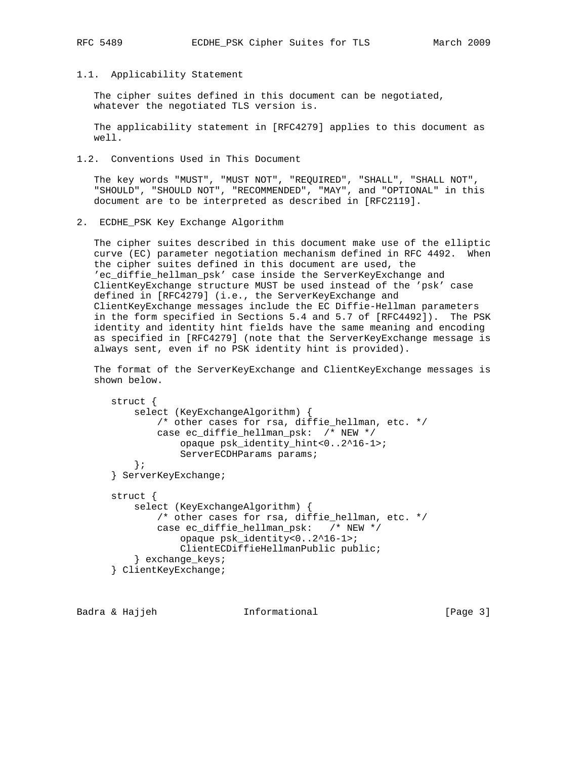### 1.1. Applicability Statement

The cipher suites defined in this document can be negotiated, whatever the negotiated TLS version is.

The applicability statement in [RFC4279] applies to this document as well.

### 1.2. Conventions Used in This Document

The key words "MUST", "MUST NOT", "REQUIRED", "SHALL", "SHALL NOT", "SHOULD", "SHOULD NOT", "RECOMMENDED", "MAY", and "OPTIONAL" in this document are to be interpreted as described in [RFC2119].

## 2. ECDHE_PSK Key Exchange Algorithm

The cipher suites described in this document make use of the elliptic curve (EC) parameter negotiation mechanism defined in RFC 4492. When the cipher suites defined in this document are used, the 'ec_diffie_hellman_psk' case inside the ServerKeyExchange and ClientKeyExchange structure MUST be used instead of the 'psk' case defined in [RFC4279] (i.e., the ServerKeyExchange and ClientKeyExchange messages include the EC Diffie-Hellman parameters in the form specified in Sections 5.4 and 5.7 of [RFC4492]). The PSK identity and identity hint fields have the same meaning and encoding as specified in [RFC4279] (note that the ServerKeyExchange message is always sent, even if no PSK identity hint is provided).

The format of the ServerKeyExchange and ClientKeyExchange messages is shown below.

```
struct {
    select (KeyExchangeAlgorithm) {
        /* other cases for rsa, diffie_hellman, etc. */
        case ec_diffie_hellman_psk:  /* NEW */
            opaque psk_identity_hint<0..2^16-1>;
            ServerECDHParams params;
    };
} ServerKeyExchange;

struct {
    select (KeyExchangeAlgorithm) {
        /* other cases for rsa, diffie_hellman, etc. */
        case ec_diffie_hellman_psk:   /* NEW */
            opaque psk_identity<0..2^16-1>;
            ClientECDiffieHellmanPublic public;
    } exchange_keys;
} ClientKeyExchange;
```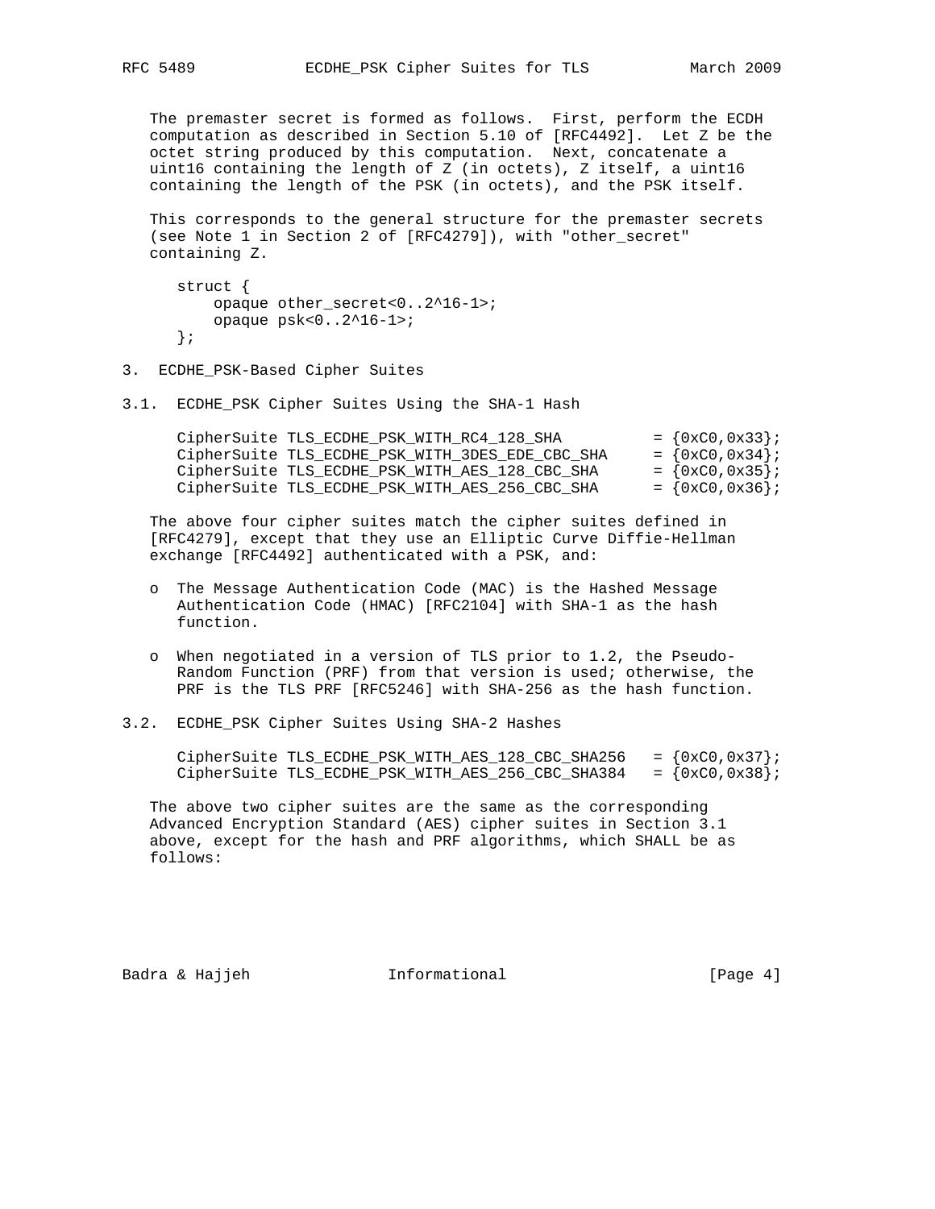The premaster secret is formed as follows. First, perform the ECDH computation as described in Section 5.10 of [RFC4492]. Let Z be the octet string produced by this computation. Next, concatenate a uint16 containing the length of Z (in octets), Z itself, a uint16 containing the length of the PSK (in octets), and the PSK itself.

This corresponds to the general structure for the premaster secrets (see Note 1 in Section 2 of [RFC4279]), with "other_secret" containing Z.

```
struct {
    opaque other_secret<0..2^16-1>;
    opaque psk<0..2^16-1>;
};
```

## 3. ECDHE_PSK-Based Cipher Suites

### 3.1. ECDHE_PSK Cipher Suites Using the SHA-1 Hash

```
CipherSuite TLS_ECDHE_PSK_WITH_RC4_128_SHA          = {0xC0,0x33};
CipherSuite TLS_ECDHE_PSK_WITH_3DES_EDE_CBC_SHA     = {0xC0,0x34};
CipherSuite TLS_ECDHE_PSK_WITH_AES_128_CBC_SHA      = {0xC0,0x35};
CipherSuite TLS_ECDHE_PSK_WITH_AES_256_CBC_SHA      = {0xC0,0x36};
```

The above four cipher suites match the cipher suites defined in [RFC4279], except that they use an Elliptic Curve Diffie-Hellman exchange [RFC4492] authenticated with a PSK, and:

- The Message Authentication Code (MAC) is the Hashed Message Authentication Code (HMAC) [RFC2104] with SHA-1 as the hash function.
- When negotiated in a version of TLS prior to 1.2, the Pseudo-Random Function (PRF) from that version is used; otherwise, the PRF is the TLS PRF [RFC5246] with SHA-256 as the hash function.

### 3.2. ECDHE_PSK Cipher Suites Using SHA-2 Hashes

```
CipherSuite TLS_ECDHE_PSK_WITH_AES_128_CBC_SHA256   = {0xC0,0x37};
CipherSuite TLS_ECDHE_PSK_WITH_AES_256_CBC_SHA384   = {0xC0,0x38};
```

The above two cipher suites are the same as the corresponding Advanced Encryption Standard (AES) cipher suites in Section 3.1 above, except for the hash and PRF algorithms, which SHALL be as follows: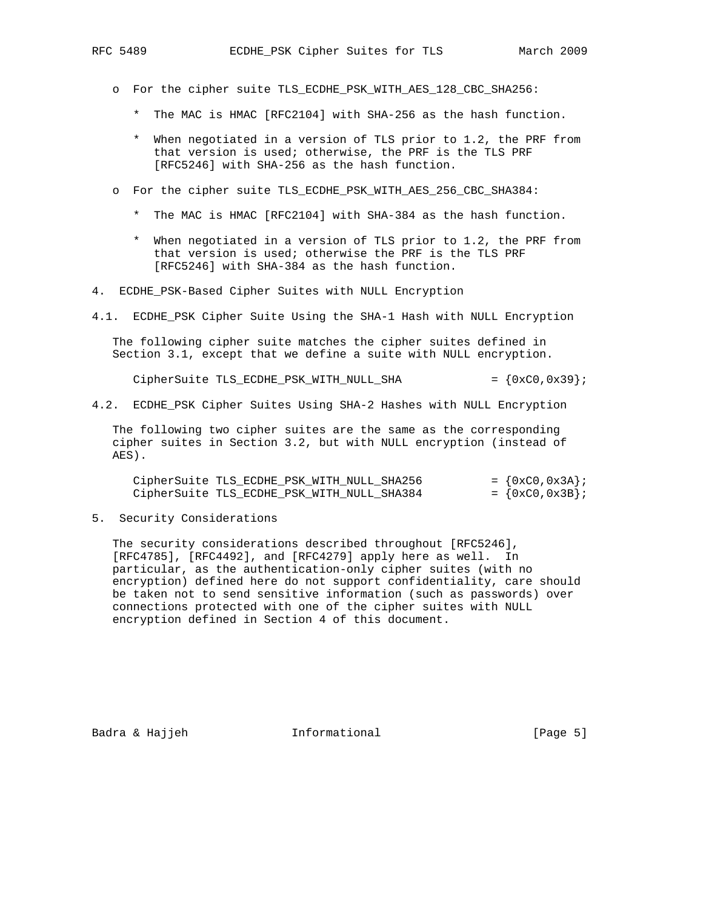- For the cipher suite TLS_ECDHE_PSK_WITH_AES_128_CBC_SHA256:

  * The MAC is HMAC [RFC2104] with SHA-256 as the hash function.

  * When negotiated in a version of TLS prior to 1.2, the PRF from that version is used; otherwise, the PRF is the TLS PRF [RFC5246] with SHA-256 as the hash function.

- For the cipher suite TLS_ECDHE_PSK_WITH_AES_256_CBC_SHA384:

  * The MAC is HMAC [RFC2104] with SHA-384 as the hash function.

  * When negotiated in a version of TLS prior to 1.2, the PRF from that version is used; otherwise the PRF is the TLS PRF [RFC5246] with SHA-384 as the hash function.

## 4. ECDHE_PSK-Based Cipher Suites with NULL Encryption

### 4.1. ECDHE_PSK Cipher Suite Using the SHA-1 Hash with NULL Encryption

The following cipher suite matches the cipher suites defined in Section 3.1, except that we define a suite with NULL encryption.

```
CipherSuite TLS_ECDHE_PSK_WITH_NULL_SHA            = {0xC0,0x39};
```

### 4.2. ECDHE_PSK Cipher Suites Using SHA-2 Hashes with NULL Encryption

The following two cipher suites are the same as the corresponding cipher suites in Section 3.2, but with NULL encryption (instead of AES).

```
CipherSuite TLS_ECDHE_PSK_WITH_NULL_SHA256         = {0xC0,0x3A};
CipherSuite TLS_ECDHE_PSK_WITH_NULL_SHA384         = {0xC0,0x3B};
```

## 5. Security Considerations

The security considerations described throughout [RFC5246], [RFC4785], [RFC4492], and [RFC4279] apply here as well. In particular, as the authentication-only cipher suites (with no encryption) defined here do not support confidentiality, care should be taken not to send sensitive information (such as passwords) over connections protected with one of the cipher suites with NULL encryption defined in Section 4 of this document.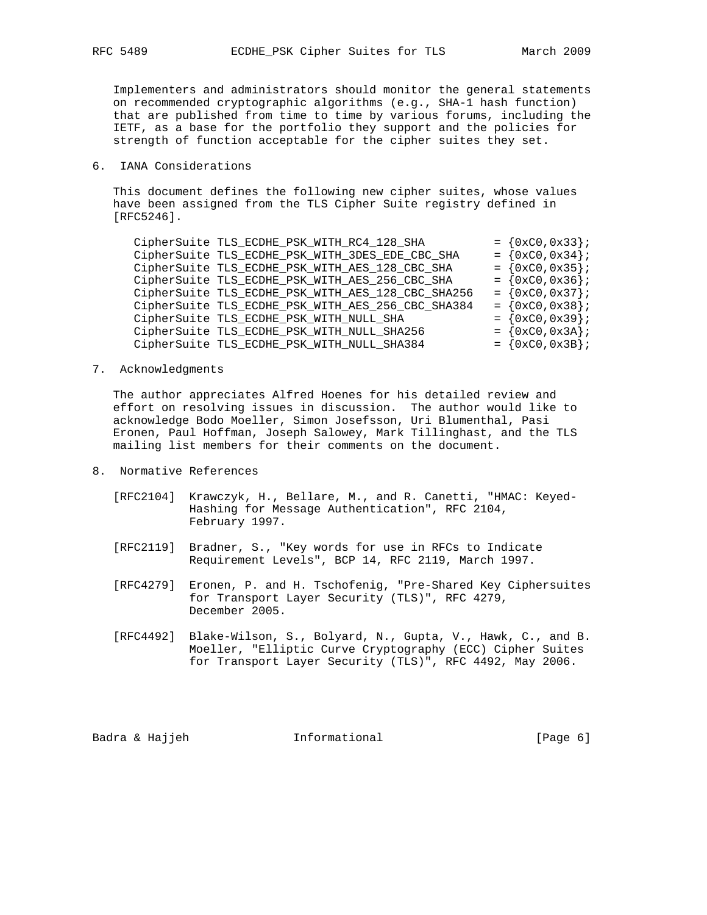Implementers and administrators should monitor the general statements on recommended cryptographic algorithms (e.g., SHA-1 hash function) that are published from time to time by various forums, including the IETF, as a base for the portfolio they support and the policies for strength of function acceptable for the cipher suites they set.

## 6. IANA Considerations

This document defines the following new cipher suites, whose values have been assigned from the TLS Cipher Suite registry defined in [RFC5246].

```
CipherSuite TLS_ECDHE_PSK_WITH_RC4_128_SHA          = {0xC0,0x33};
CipherSuite TLS_ECDHE_PSK_WITH_3DES_EDE_CBC_SHA     = {0xC0,0x34};
CipherSuite TLS_ECDHE_PSK_WITH_AES_128_CBC_SHA      = {0xC0,0x35};
CipherSuite TLS_ECDHE_PSK_WITH_AES_256_CBC_SHA      = {0xC0,0x36};
CipherSuite TLS_ECDHE_PSK_WITH_AES_128_CBC_SHA256   = {0xC0,0x37};
CipherSuite TLS_ECDHE_PSK_WITH_AES_256_CBC_SHA384   = {0xC0,0x38};
CipherSuite TLS_ECDHE_PSK_WITH_NULL_SHA             = {0xC0,0x39};
CipherSuite TLS_ECDHE_PSK_WITH_NULL_SHA256          = {0xC0,0x3A};
CipherSuite TLS_ECDHE_PSK_WITH_NULL_SHA384          = {0xC0,0x3B};
```

## 7. Acknowledgments

The author appreciates Alfred Hoenes for his detailed review and effort on resolving issues in discussion. The author would like to acknowledge Bodo Moeller, Simon Josefsson, Uri Blumenthal, Pasi Eronen, Paul Hoffman, Joseph Salowey, Mark Tillinghast, and the TLS mailing list members for their comments on the document.

## 8. Normative References

[RFC2104] Krawczyk, H., Bellare, M., and R. Canetti, "HMAC: Keyed-Hashing for Message Authentication", RFC 2104, February 1997.

[RFC2119] Bradner, S., "Key words for use in RFCs to Indicate Requirement Levels", BCP 14, RFC 2119, March 1997.

[RFC4279] Eronen, P. and H. Tschofenig, "Pre-Shared Key Ciphersuites for Transport Layer Security (TLS)", RFC 4279, December 2005.

[RFC4492] Blake-Wilson, S., Bolyard, N., Gupta, V., Hawk, C., and B. Moeller, "Elliptic Curve Cryptography (ECC) Cipher Suites for Transport Layer Security (TLS)", RFC 4492, May 2006.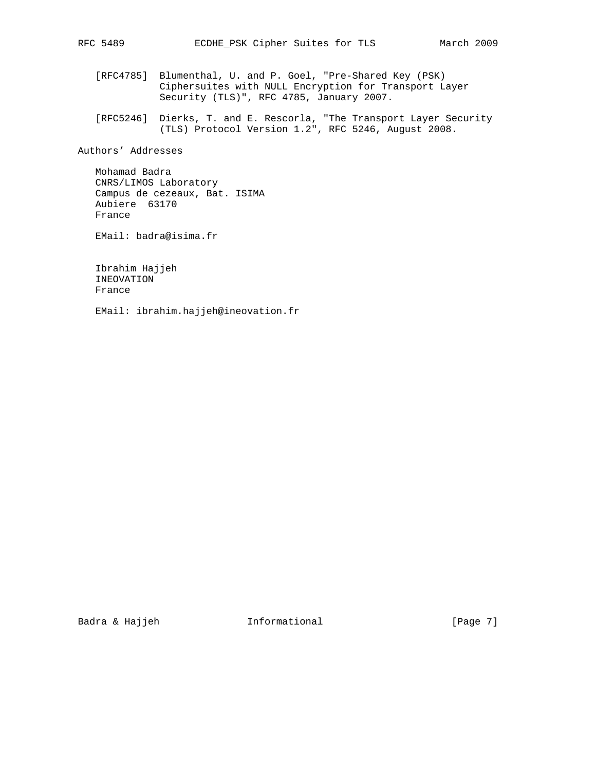[RFC4785] Blumenthal, U. and P. Goel, "Pre-Shared Key (PSK) Ciphersuites with NULL Encryption for Transport Layer Security (TLS)", RFC 4785, January 2007.

[RFC5246] Dierks, T. and E. Rescorla, "The Transport Layer Security (TLS) Protocol Version 1.2", RFC 5246, August 2008.

## Authors' Addresses

Mohamad Badra
CNRS/LIMOS Laboratory
Campus de cezeaux, Bat. ISIMA
Aubiere 63170
France

EMail: badra@isima.fr

Ibrahim Hajjeh
INEOVATION
France

EMail: ibrahim.hajjeh@ineovation.fr